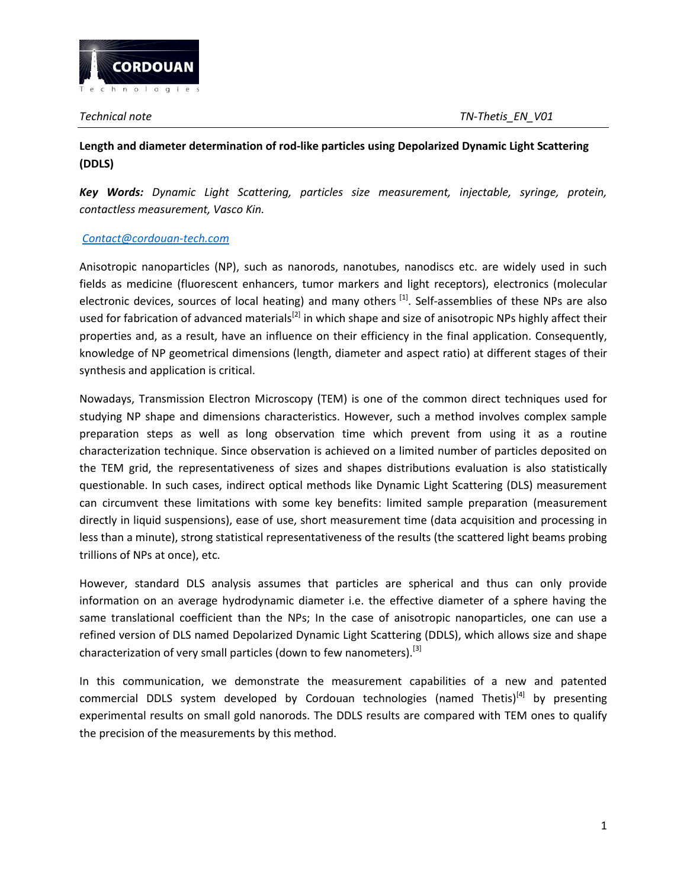Technical note TN-Thetis_EN_V01

**Length and diameter determination of rod-like particles using Depolarized Dynamic Light Scattering (DDLS)**

***Key Words:*** *Dynamic Light Scattering, particles size measurement, injectable, syringe, protein, contactless measurement, Vasco Kin.*

Contact@cordouan-tech.com

Anisotropic nanoparticles (NP), such as nanorods, nanotubes, nanodiscs etc. are widely used in such fields as medicine (fluorescent enhancers, tumor markers and light receptors), electronics (molecular electronic devices, sources of local heating) and many others [1]. Self-assemblies of these NPs are also used for fabrication of advanced materials[2] in which shape and size of anisotropic NPs highly affect their properties and, as a result, have an influence on their efficiency in the final application. Consequently, knowledge of NP geometrical dimensions (length, diameter and aspect ratio) at different stages of their synthesis and application is critical.

Nowadays, Transmission Electron Microscopy (TEM) is one of the common direct techniques used for studying NP shape and dimensions characteristics. However, such a method involves complex sample preparation steps as well as long observation time which prevent from using it as a routine characterization technique. Since observation is achieved on a limited number of particles deposited on the TEM grid, the representativeness of sizes and shapes distributions evaluation is also statistically questionable. In such cases, indirect optical methods like Dynamic Light Scattering (DLS) measurement can circumvent these limitations with some key benefits: limited sample preparation (measurement directly in liquid suspensions), ease of use, short measurement time (data acquisition and processing in less than a minute), strong statistical representativeness of the results (the scattered light beams probing trillions of NPs at once), etc.

However, standard DLS analysis assumes that particles are spherical and thus can only provide information on an average hydrodynamic diameter i.e. the effective diameter of a sphere having the same translational coefficient than the NPs; In the case of anisotropic nanoparticles, one can use a refined version of DLS named Depolarized Dynamic Light Scattering (DDLS), which allows size and shape characterization of very small particles (down to few nanometers).[3]

In this communication, we demonstrate the measurement capabilities of a new and patented commercial DDLS system developed by Cordouan technologies (named Thetis)[4] by presenting experimental results on small gold nanorods. The DDLS results are compared with TEM ones to qualify the precision of the measurements by this method.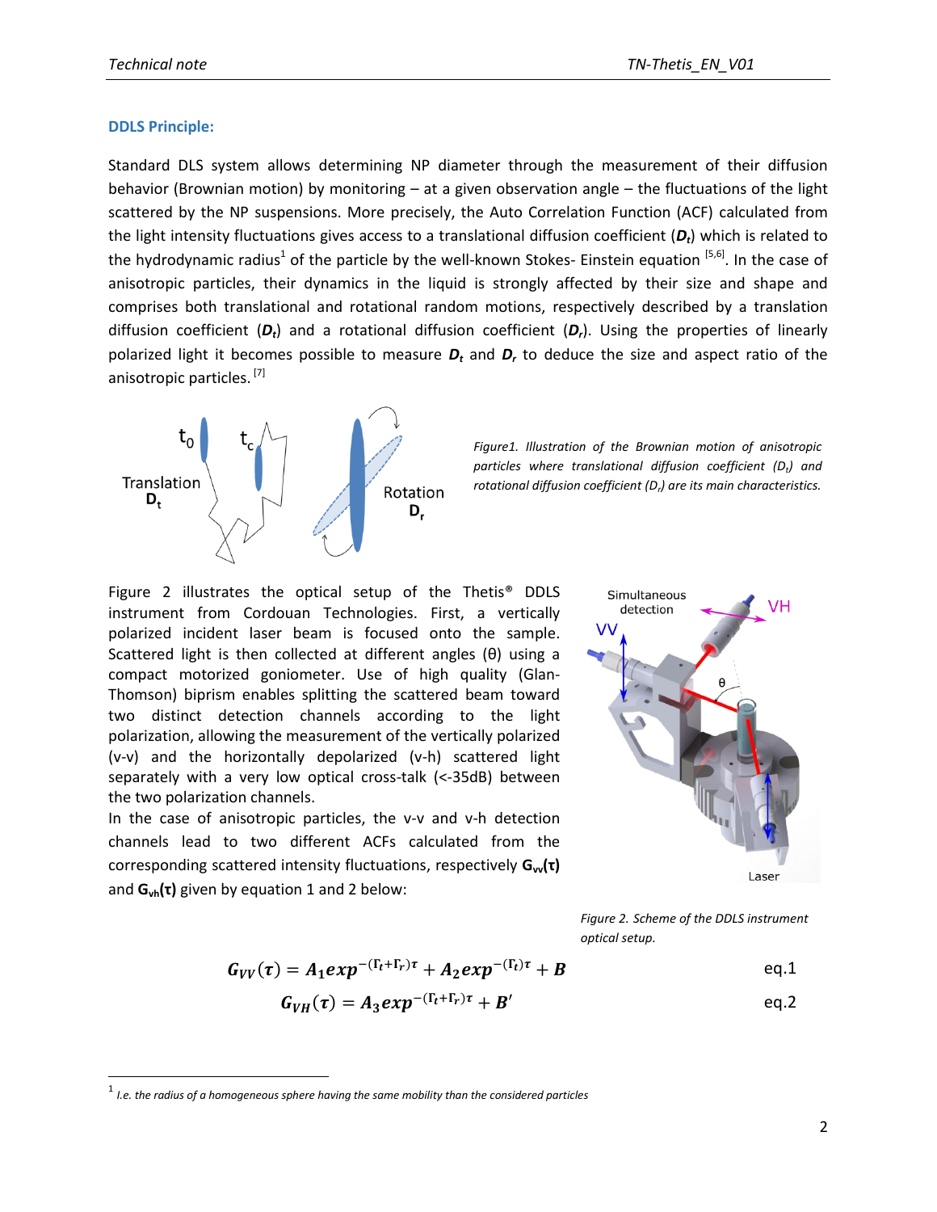### DDLS Principle:

Standard DLS system allows determining NP diameter through the measurement of their diffusion behavior (Brownian motion) by monitoring – at a given observation angle – the fluctuations of the light scattered by the NP suspensions. More precisely, the Auto Correlation Function (ACF) calculated from the light intensity fluctuations gives access to a translational diffusion coefficient (***$D_t$***) which is related to the hydrodynamic radius[1] of the particle by the well-known Stokes- Einstein equation [5,6]. In the case of anisotropic particles, their dynamics in the liquid is strongly affected by their size and shape and comprises both translational and rotational random motions, respectively described by a translation diffusion coefficient (***$D_t$***) and a rotational diffusion coefficient (***$D_r$***). Using the properties of linearly polarized light it becomes possible to measure ***$D_t$*** and ***$D_r$*** to deduce the size and aspect ratio of the anisotropic particles. [7]

*Figure1. Illustration of the Brownian motion of anisotropic particles where translational diffusion coefficient ($D_t$) and rotational diffusion coefficient ($D_r$) are its main characteristics.*

Figure 2 illustrates the optical setup of the Thetis® DDLS instrument from Cordouan Technologies. First, a vertically polarized incident laser beam is focused onto the sample. Scattered light is then collected at different angles (θ) using a compact motorized goniometer. Use of high quality (Glan-Thomson) biprism enables splitting the scattered beam toward two distinct detection channels according to the light polarization, allowing the measurement of the vertically polarized (v-v) and the horizontally depolarized (v-h) scattered light separately with a very low optical cross-talk (<-35dB) between the two polarization channels.

In the case of anisotropic particles, the v-v and v-h detection channels lead to two different ACFs calculated from the corresponding scattered intensity fluctuations, respectively **$G_{vv}(\tau)$** and **$G_{vh}(\tau)$** given by equation 1 and 2 below:

*Figure 2. Scheme of the DDLS instrument optical setup.*

$$G_{VV}(\tau) = A_1 exp^{-(\Gamma_t+\Gamma_r)\tau} + A_2 exp^{-(\Gamma_t)\tau} + B \qquad \text{eq.1}$$

$$G_{VH}(\tau) = A_3 exp^{-(\Gamma_t+\Gamma_r)\tau} + B' \qquad \text{eq.2}$$

[1] *I.e. the radius of a homogeneous sphere having the same mobility than the considered particles*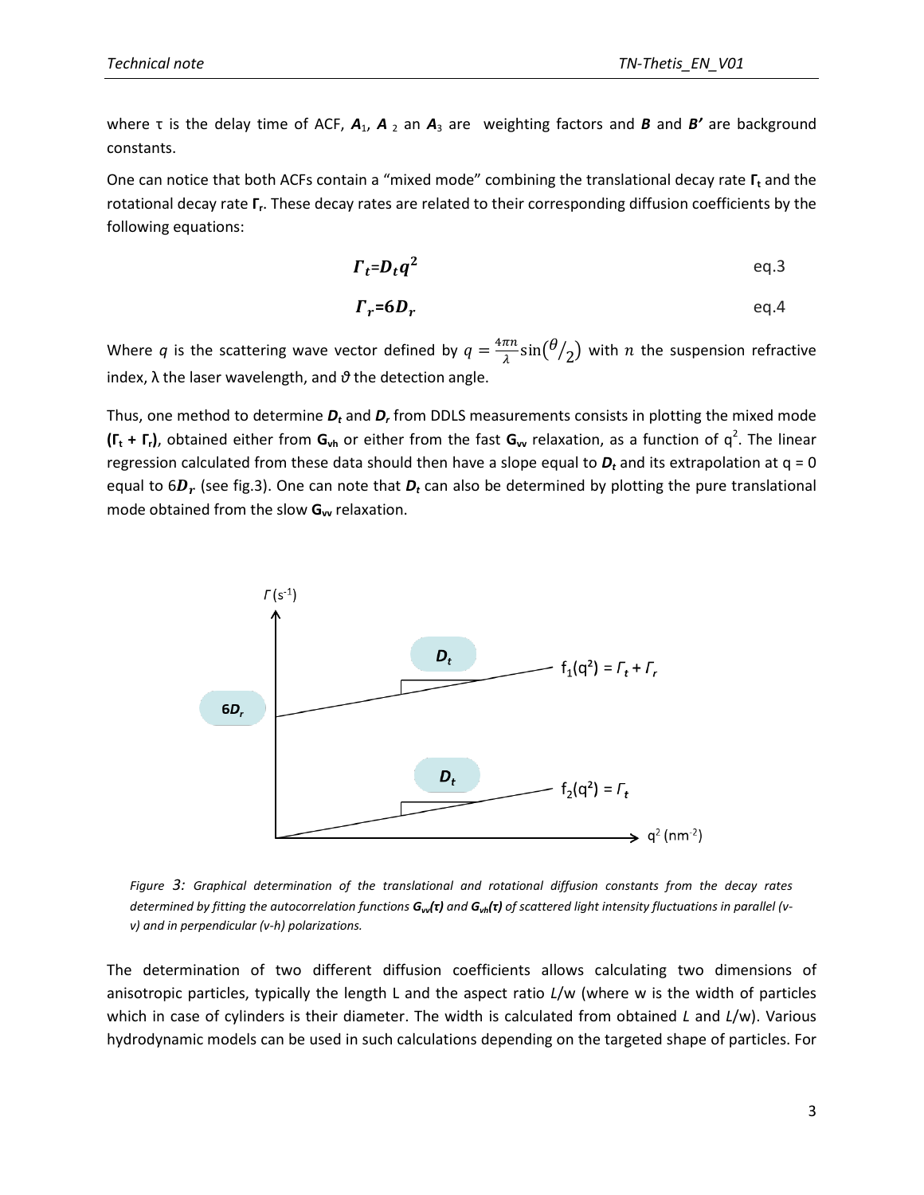where τ is the delay time of ACF, $A_1$, $A_2$ an $A_3$ are weighting factors and $B$ and $B'$ are background constants.

One can notice that both ACFs contain a "mixed mode" combining the translational decay rate $\Gamma_t$ and the rotational decay rate $\Gamma_r$. These decay rates are related to their corresponding diffusion coefficients by the following equations:

$$\Gamma_t = D_t q^2 \quad \text{eq.3}$$

$$\Gamma_r = 6D_r \quad \text{eq.4}$$

Where $q$ is the scattering wave vector defined by $q = \frac{4\pi n}{\lambda}\sin(\theta/2)$ with $n$ the suspension refractive index, λ the laser wavelength, and $\vartheta$ the detection angle.

Thus, one method to determine $D_t$ and $D_r$ from DDLS measurements consists in plotting the mixed mode **($\Gamma_t + \Gamma_r$)**, obtained either from $G_{vh}$ or either from the fast $G_{vv}$ relaxation, as a function of $q^2$. The linear regression calculated from these data should then have a slope equal to $D_t$ and its extrapolation at q = 0 equal to $6D_r$ (see fig.3). One can note that $D_t$ can also be determined by plotting the pure translational mode obtained from the slow $G_{vv}$ relaxation.

*Figure 3: Graphical determination of the translational and rotational diffusion constants from the decay rates determined by fitting the autocorrelation functions $G_{vv}(\tau)$ and $G_{vh}(\tau)$ of scattered light intensity fluctuations in parallel (v-v) and in perpendicular (v-h) polarizations.*

The determination of two different diffusion coefficients allows calculating two dimensions of anisotropic particles, typically the length L and the aspect ratio $L$/w (where w is the width of particles which in case of cylinders is their diameter. The width is calculated from obtained $L$ and $L$/w). Various hydrodynamic models can be used in such calculations depending on the targeted shape of particles. For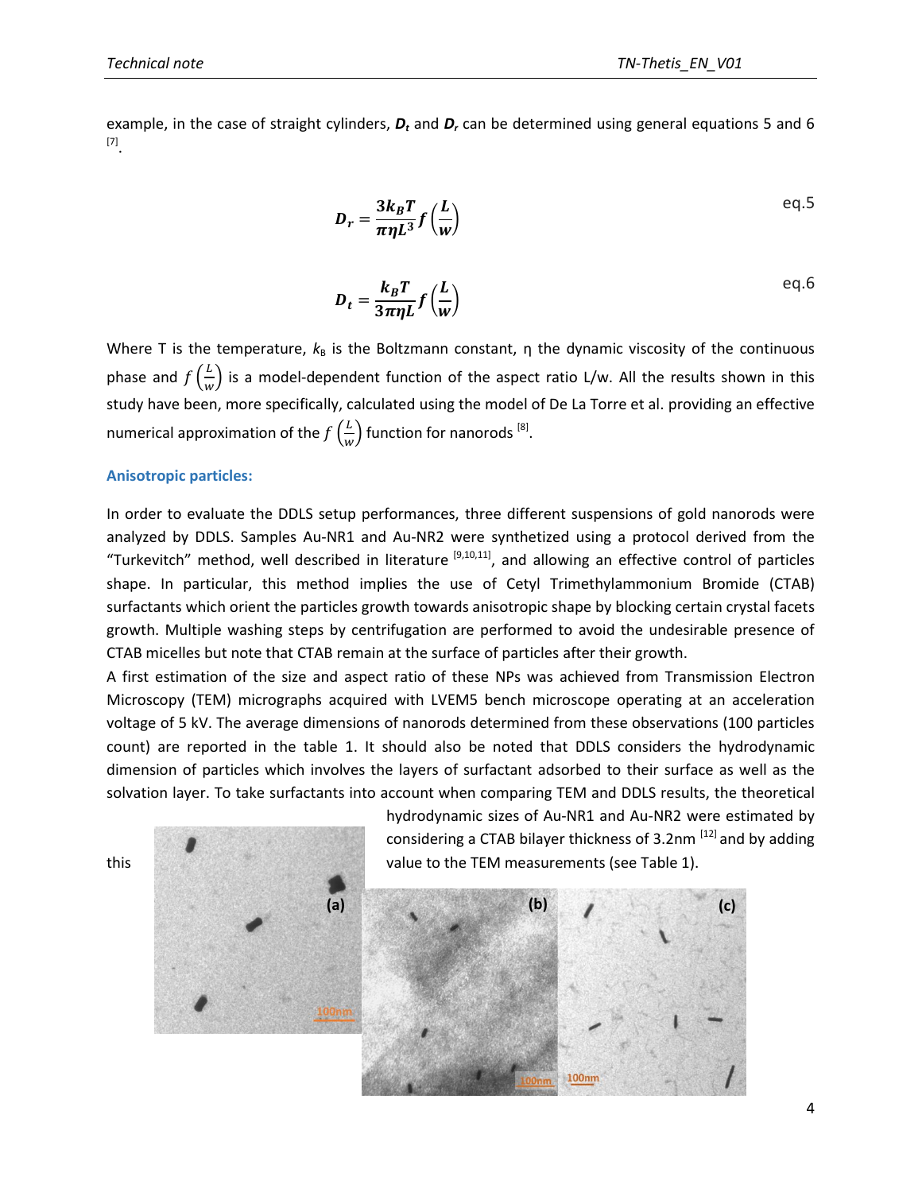example, in the case of straight cylinders, $\boldsymbol{D_t}$ and $\boldsymbol{D_r}$ can be determined using general equations 5 and 6 [7].

$$\boldsymbol{D_r = \frac{3k_BT}{\pi\eta L^3} f\left(\frac{L}{w}\right)} \qquad \text{eq.5}$$

$$\boldsymbol{D_t = \frac{k_BT}{3\pi\eta L} f\left(\frac{L}{w}\right)} \qquad \text{eq.6}$$

Where T is the temperature, $k_B$ is the Boltzmann constant, η the dynamic viscosity of the continuous phase and $f\left(\frac{L}{w}\right)$ is a model-dependent function of the aspect ratio L/w. All the results shown in this study have been, more specifically, calculated using the model of De La Torre et al. providing an effective numerical approximation of the $f\left(\frac{L}{w}\right)$ function for nanorods [8].

### Anisotropic particles:

In order to evaluate the DDLS setup performances, three different suspensions of gold nanorods were analyzed by DDLS. Samples Au-NR1 and Au-NR2 were synthetized using a protocol derived from the "Turkevitch" method, well described in literature [9,10,11], and allowing an effective control of particles shape. In particular, this method implies the use of Cetyl Trimethylammonium Bromide (CTAB) surfactants which orient the particles growth towards anisotropic shape by blocking certain crystal facets growth. Multiple washing steps by centrifugation are performed to avoid the undesirable presence of CTAB micelles but note that CTAB remain at the surface of particles after their growth.

A first estimation of the size and aspect ratio of these NPs was achieved from Transmission Electron Microscopy (TEM) micrographs acquired with LVEM5 bench microscope operating at an acceleration voltage of 5 kV. The average dimensions of nanorods determined from these observations (100 particles count) are reported in the table 1. It should also be noted that DDLS considers the hydrodynamic dimension of particles which involves the layers of surfactant adsorbed to their surface as well as the solvation layer. To take surfactants into account when comparing TEM and DDLS results, the theoretical hydrodynamic sizes of Au-NR1 and Au-NR2 were estimated by considering a CTAB bilayer thickness of 3.2nm [12] and by adding this value to the TEM measurements (see Table 1).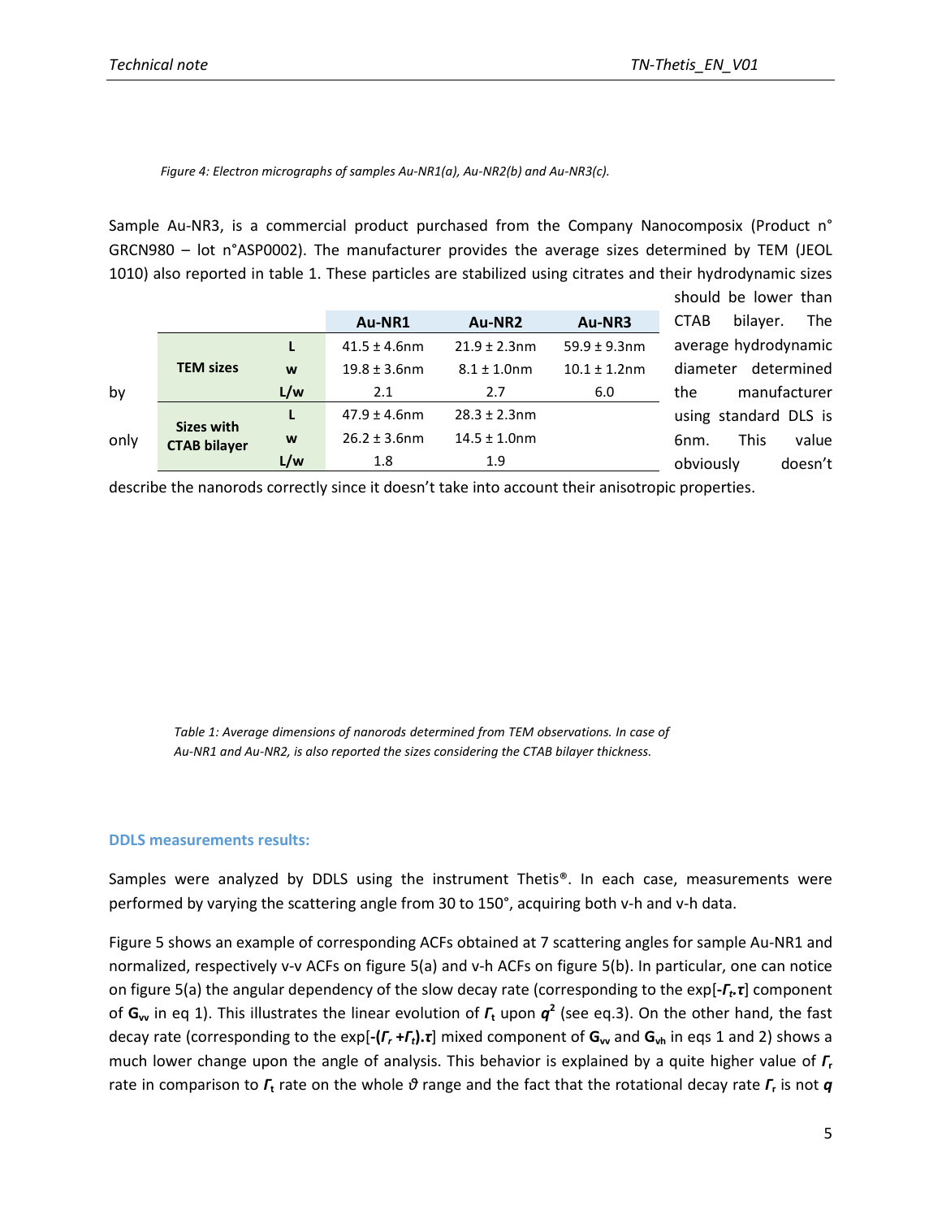*Figure 4: Electron micrographs of samples Au-NR1(a), Au-NR2(b) and Au-NR3(c).*

Sample Au-NR3, is a commercial product purchased from the Company Nanocomposix (Product n° GRCN980 – lot n°ASP0002). The manufacturer provides the average sizes determined by TEM (JEOL 1010) also reported in table 1. These particles are stabilized using citrates and their hydrodynamic sizes should be lower than CTAB bilayer. The average hydrodynamic diameter determined by the manufacturer using standard DLS is only 6nm. This value obviously doesn't describe the nanorods correctly since it doesn't take into account their anisotropic properties.

| | | Au-NR1 | Au-NR2 | Au-NR3 |
|---|---|---|---|---|
| **TEM sizes** | **L** | 41.5 ± 4.6nm | 21.9 ± 2.3nm | 59.9 ± 9.3nm |
| | **w** | 19.8 ± 3.6nm | 8.1 ± 1.0nm | 10.1 ± 1.2nm |
| | **L/w** | 2.1 | 2.7 | 6.0 |
| **Sizes with CTAB bilayer** | **L** | 47.9 ± 4.6nm | 28.3 ± 2.3nm | |
| | **w** | 26.2 ± 3.6nm | 14.5 ± 1.0nm | |
| | **L/w** | 1.8 | 1.9 | |

*Table 1: Average dimensions of nanorods determined from TEM observations. In case of Au-NR1 and Au-NR2, is also reported the sizes considering the CTAB bilayer thickness.*

### DDLS measurements results:

Samples were analyzed by DDLS using the instrument Thetis®. In each case, measurements were performed by varying the scattering angle from 30 to 150°, acquiring both v-h and v-h data.

Figure 5 shows an example of corresponding ACFs obtained at 7 scattering angles for sample Au-NR1 and normalized, respectively v-v ACFs on figure 5(a) and v-h ACFs on figure 5(b). In particular, one can notice on figure 5(a) the angular dependency of the slow decay rate (corresponding to the exp[$-\Gamma_t.\tau$] component of $\mathbf{G_{vv}}$ in eq 1). This illustrates the linear evolution of $\Gamma_t$ upon $q^2$ (see eq.3). On the other hand, the fast decay rate (corresponding to the exp[$-(\Gamma_r+\Gamma_t).\tau$] mixed component of $\mathbf{G_{vv}}$ and $\mathbf{G_{vh}}$ in eqs 1 and 2) shows a much lower change upon the angle of analysis. This behavior is explained by a quite higher value of $\Gamma_r$ rate in comparison to $\Gamma_t$ rate on the whole $\vartheta$ range and the fact that the rotational decay rate $\Gamma_r$ is not $q$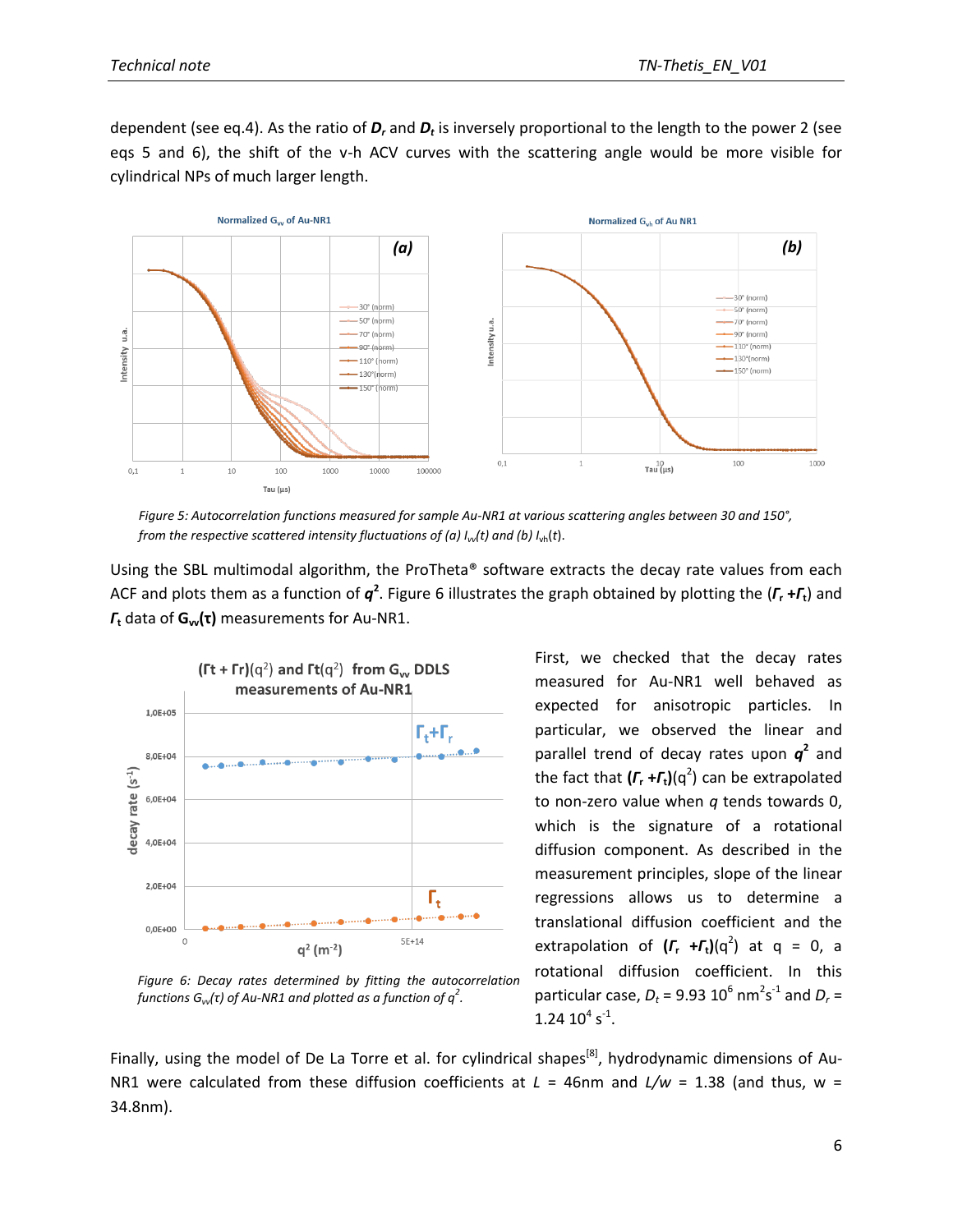dependent (see eq.4). As the ratio of $D_r$ and $D_t$ is inversely proportional to the length to the power 2 (see eqs 5 and 6), the shift of the v-h ACV curves with the scattering angle would be more visible for cylindrical NPs of much larger length.

*Figure 5: Autocorrelation functions measured for sample Au-NR1 at various scattering angles between 30 and 150°, from the respective scattered intensity fluctuations of (a) $I_{vv}(t)$ and (b) $I_{vh}(t)$.*

Using the SBL multimodal algorithm, the ProTheta® software extracts the decay rate values from each ACF and plots them as a function of $q^2$. Figure 6 illustrates the graph obtained by plotting the ($\Gamma_r + \Gamma_t$) and $\Gamma_t$ data of $G_{vv}(\tau)$ measurements for Au-NR1.

*Figure 6: Decay rates determined by fitting the autocorrelation functions $G_{vv}(\tau)$ of Au-NR1 and plotted as a function of $q^2$.*

First, we checked that the decay rates measured for Au-NR1 well behaved as expected for anisotropic particles. In particular, we observed the linear and parallel trend of decay rates upon $q^2$ and the fact that $(\Gamma_r + \Gamma_t)(q^2)$ can be extrapolated to non-zero value when $q$ tends towards 0, which is the signature of a rotational diffusion component. As described in the measurement principles, slope of the linear regressions allows us to determine a translational diffusion coefficient and the extrapolation of $(\Gamma_r + \Gamma_t)(q^2)$ at $q = 0$, a rotational diffusion coefficient. In this particular case, $D_t$ = 9.93 $10^6$ $nm^2s^{-1}$ and $D_r$ = 1.24 $10^4$ $s^{-1}$.

Finally, using the model of De La Torre et al. for cylindrical shapes[8], hydrodynamic dimensions of Au-NR1 were calculated from these diffusion coefficients at $L$ = 46nm and $L/w$ = 1.38 (and thus, w = 34.8nm).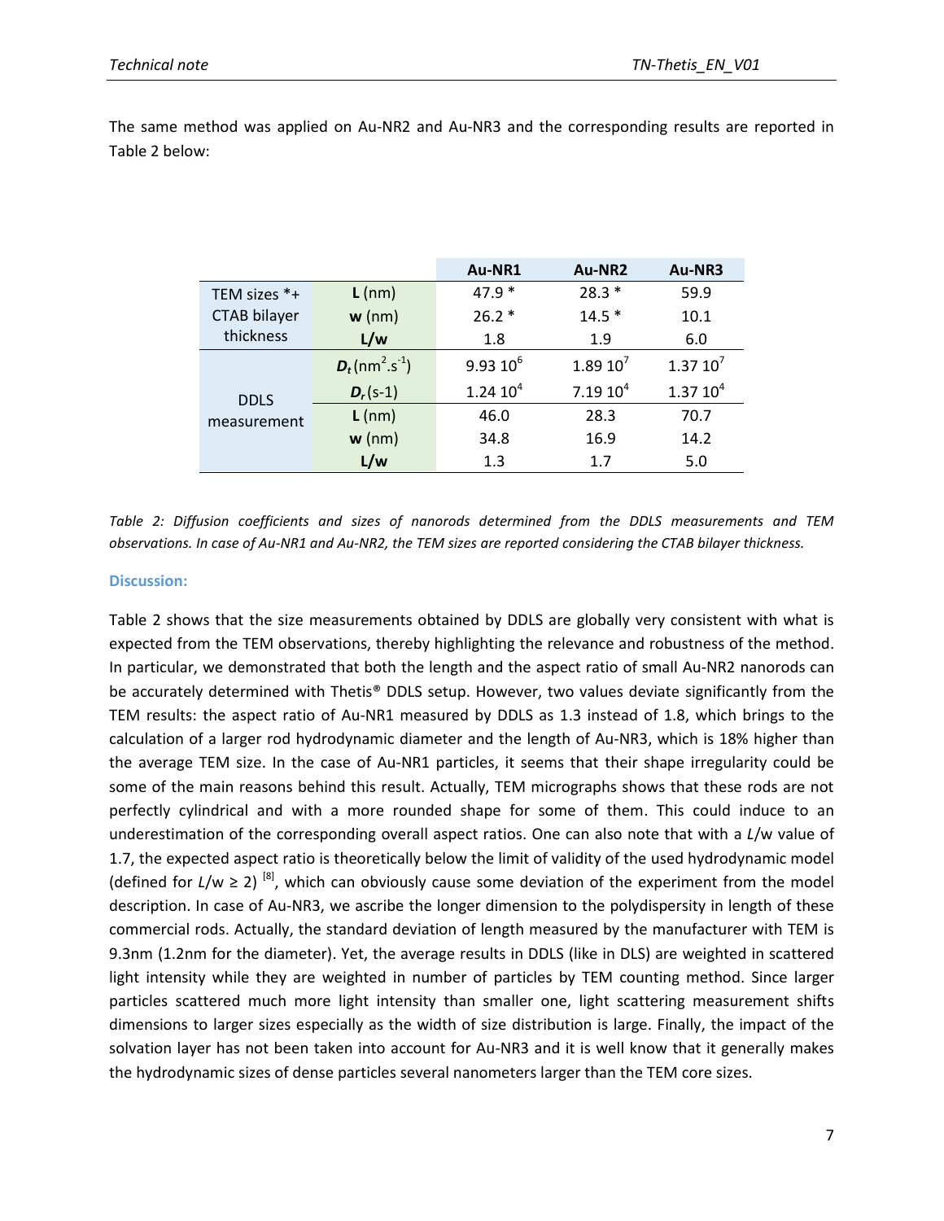The same method was applied on Au-NR2 and Au-NR3 and the corresponding results are reported in Table 2 below:

| | | Au-NR1 | Au-NR2 | Au-NR3 |
|---|---|---|---|---|
| TEM sizes *+ CTAB bilayer thickness | **L** (nm) | 47.9 * | 28.3 * | 59.9 |
| | **w** (nm) | 26.2 * | 14.5 * | 10.1 |
| | **L/w** | 1.8 | 1.9 | 6.0 |
| DDLS measurement | $D_t$ ($nm^2.s^{-1}$) | $9.93\ 10^6$ | $1.89\ 10^7$ | $1.37\ 10^7$ |
| | $D_r$ (s-1) | $1.24\ 10^4$ | $7.19\ 10^4$ | $1.37\ 10^4$ |
| | **L** (nm) | 46.0 | 28.3 | 70.7 |
| | **w** (nm) | 34.8 | 16.9 | 14.2 |
| | **L/w** | 1.3 | 1.7 | 5.0 |

*Table 2: Diffusion coefficients and sizes of nanorods determined from the DDLS measurements and TEM observations. In case of Au-NR1 and Au-NR2, the TEM sizes are reported considering the CTAB bilayer thickness.*

### Discussion:

Table 2 shows that the size measurements obtained by DDLS are globally very consistent with what is expected from the TEM observations, thereby highlighting the relevance and robustness of the method. In particular, we demonstrated that both the length and the aspect ratio of small Au-NR2 nanorods can be accurately determined with Thetis® DDLS setup. However, two values deviate significantly from the TEM results: the aspect ratio of Au-NR1 measured by DDLS as 1.3 instead of 1.8, which brings to the calculation of a larger rod hydrodynamic diameter and the length of Au-NR3, which is 18% higher than the average TEM size. In the case of Au-NR1 particles, it seems that their shape irregularity could be some of the main reasons behind this result. Actually, TEM micrographs shows that these rods are not perfectly cylindrical and with a more rounded shape for some of them. This could induce to an underestimation of the corresponding overall aspect ratios. One can also note that with a $L$/w value of 1.7, the expected aspect ratio is theoretically below the limit of validity of the used hydrodynamic model (defined for $L/w \geq 2$) [8], which can obviously cause some deviation of the experiment from the model description. In case of Au-NR3, we ascribe the longer dimension to the polydispersity in length of these commercial rods. Actually, the standard deviation of length measured by the manufacturer with TEM is 9.3nm (1.2nm for the diameter). Yet, the average results in DDLS (like in DLS) are weighted in scattered light intensity while they are weighted in number of particles by TEM counting method. Since larger particles scattered much more light intensity than smaller one, light scattering measurement shifts dimensions to larger sizes especially as the width of size distribution is large. Finally, the impact of the solvation layer has not been taken into account for Au-NR3 and it is well know that it generally makes the hydrodynamic sizes of dense particles several nanometers larger than the TEM core sizes.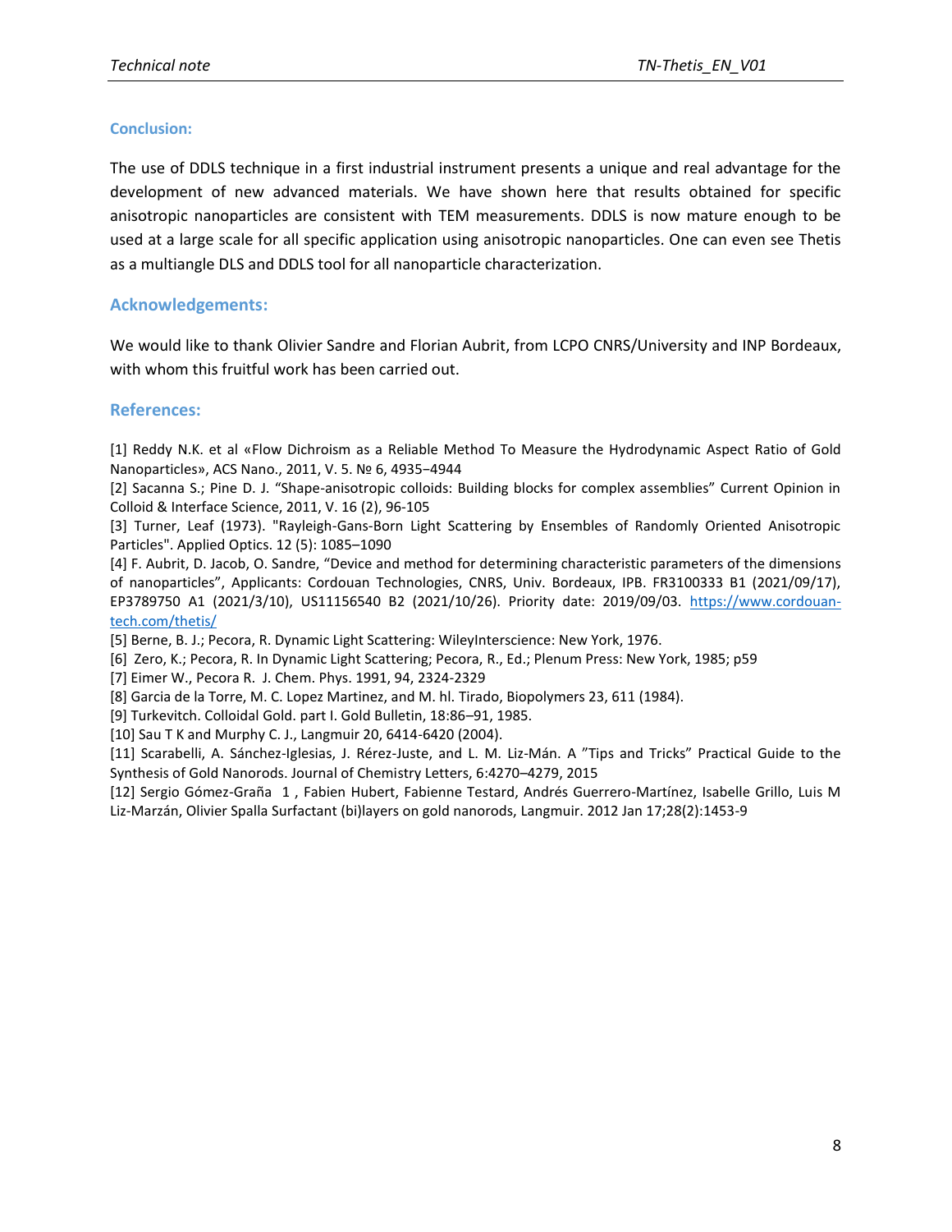## Conclusion:

The use of DDLS technique in a first industrial instrument presents a unique and real advantage for the development of new advanced materials. We have shown here that results obtained for specific anisotropic nanoparticles are consistent with TEM measurements. DDLS is now mature enough to be used at a large scale for all specific application using anisotropic nanoparticles. One can even see Thetis as a multiangle DLS and DDLS tool for all nanoparticle characterization.

## Acknowledgements:

We would like to thank Olivier Sandre and Florian Aubrit, from LCPO CNRS/University and INP Bordeaux, with whom this fruitful work has been carried out.

## References:

[1] Reddy N.K. et al «Flow Dichroism as a Reliable Method To Measure the Hydrodynamic Aspect Ratio of Gold Nanoparticles», ACS Nano., 2011, V. 5. № 6, 4935–4944

[2] Sacanna S.; Pine D. J. "Shape-anisotropic colloids: Building blocks for complex assemblies" Current Opinion in Colloid & Interface Science, 2011, V. 16 (2), 96-105

[3] Turner, Leaf (1973). "Rayleigh-Gans-Born Light Scattering by Ensembles of Randomly Oriented Anisotropic Particles". Applied Optics. 12 (5): 1085–1090

[4] F. Aubrit, D. Jacob, O. Sandre, "Device and method for determining characteristic parameters of the dimensions of nanoparticles", Applicants: Cordouan Technologies, CNRS, Univ. Bordeaux, IPB. FR3100333 B1 (2021/09/17), EP3789750 A1 (2021/3/10), US11156540 B2 (2021/10/26). Priority date: 2019/09/03. https://www.cordouan-tech.com/thetis/

[5] Berne, B. J.; Pecora, R. Dynamic Light Scattering: WileyInterscience: New York, 1976.

[6] Zero, K.; Pecora, R. In Dynamic Light Scattering; Pecora, R., Ed.; Plenum Press: New York, 1985; p59

[7] Eimer W., Pecora R. J. Chem. Phys. 1991, 94, 2324-2329

[8] Garcia de la Torre, M. C. Lopez Martinez, and M. hl. Tirado, Biopolymers 23, 611 (1984).

[9] Turkevitch. Colloidal Gold. part I. Gold Bulletin, 18:86–91, 1985.

[10] Sau T K and Murphy C. J., Langmuir 20, 6414-6420 (2004).

[11] Scarabelli, A. Sánchez-Iglesias, J. Rérez-Juste, and L. M. Liz-Mán. A "Tips and Tricks" Practical Guide to the Synthesis of Gold Nanorods. Journal of Chemistry Letters, 6:4270–4279, 2015

[12] Sergio Gómez-Graña 1 , Fabien Hubert, Fabienne Testard, Andrés Guerrero-Martínez, Isabelle Grillo, Luis M Liz-Marzán, Olivier Spalla Surfactant (bi)layers on gold nanorods, Langmuir. 2012 Jan 17;28(2):1453-9